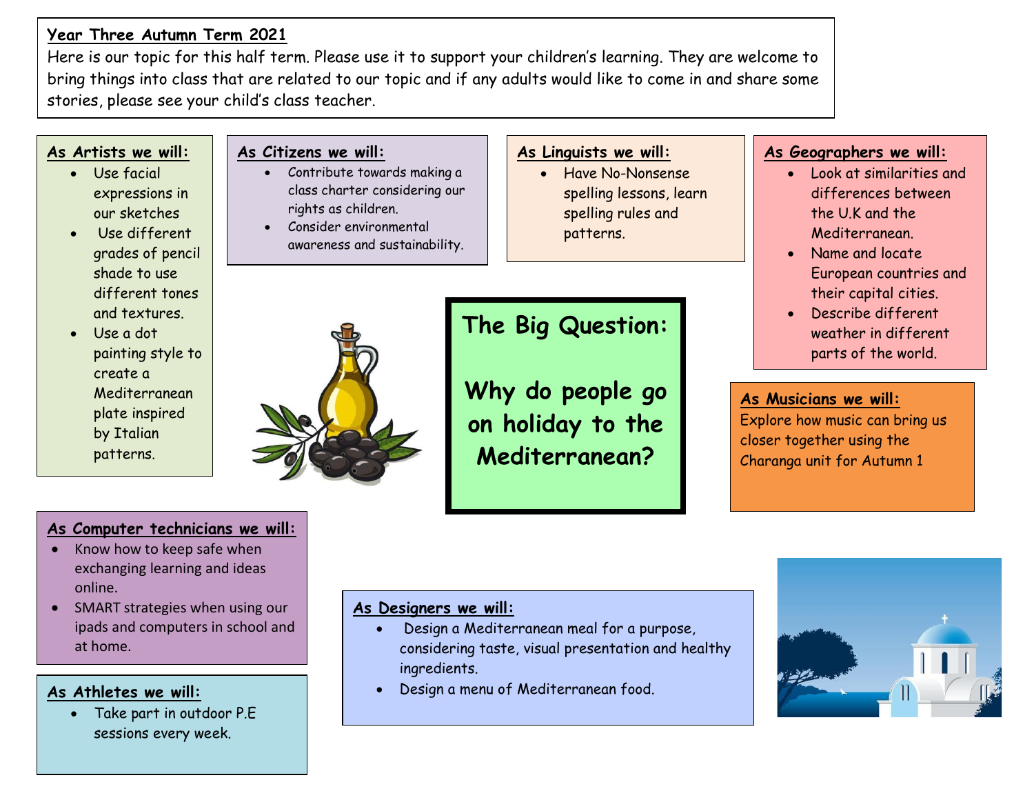**Year Three Autumn Term 2021**

Here is our topic for this half term. Please use it to support your children's learning. They are welcome to bring things into class that are related to our topic and if any adults would like to come in and share some stories, please see your child's class teacher.

## The Big Question:

## Why do people go on holiday to the Mediterranean?

**As Artists we will:**

- Use facial expressions in our sketches
- Use different grades of pencil shade to use different tones and textures.
- Use a dot painting style to create a Mediterranean plate inspired by Italian patterns.

**As Citizens we will:**

- Contribute towards making a class charter considering our rights as children.
- Consider environmental awareness and sustainability.

**As Linguists we will:**

- Have No-Nonsense spelling lessons, learn spelling rules and patterns.

**As Geographers we will:**

- Look at similarities and differences between the U.K and the Mediterranean.
- Name and locate European countries and their capital cities.
- Describe different weather in different parts of the world.

**As Musicians we will:**

Explore how music can bring us closer together using the Charanga unit for Autumn 1

**As Computer technicians we will:**

- Know how to keep safe when exchanging learning and ideas online.
- SMART strategies when using our ipads and computers in school and at home.

**As Athletes we will:**

- Take part in outdoor P.E sessions every week.

**As Designers we will:**

- Design a Mediterranean meal for a purpose, considering taste, visual presentation and healthy ingredients.
- Design a menu of Mediterranean food.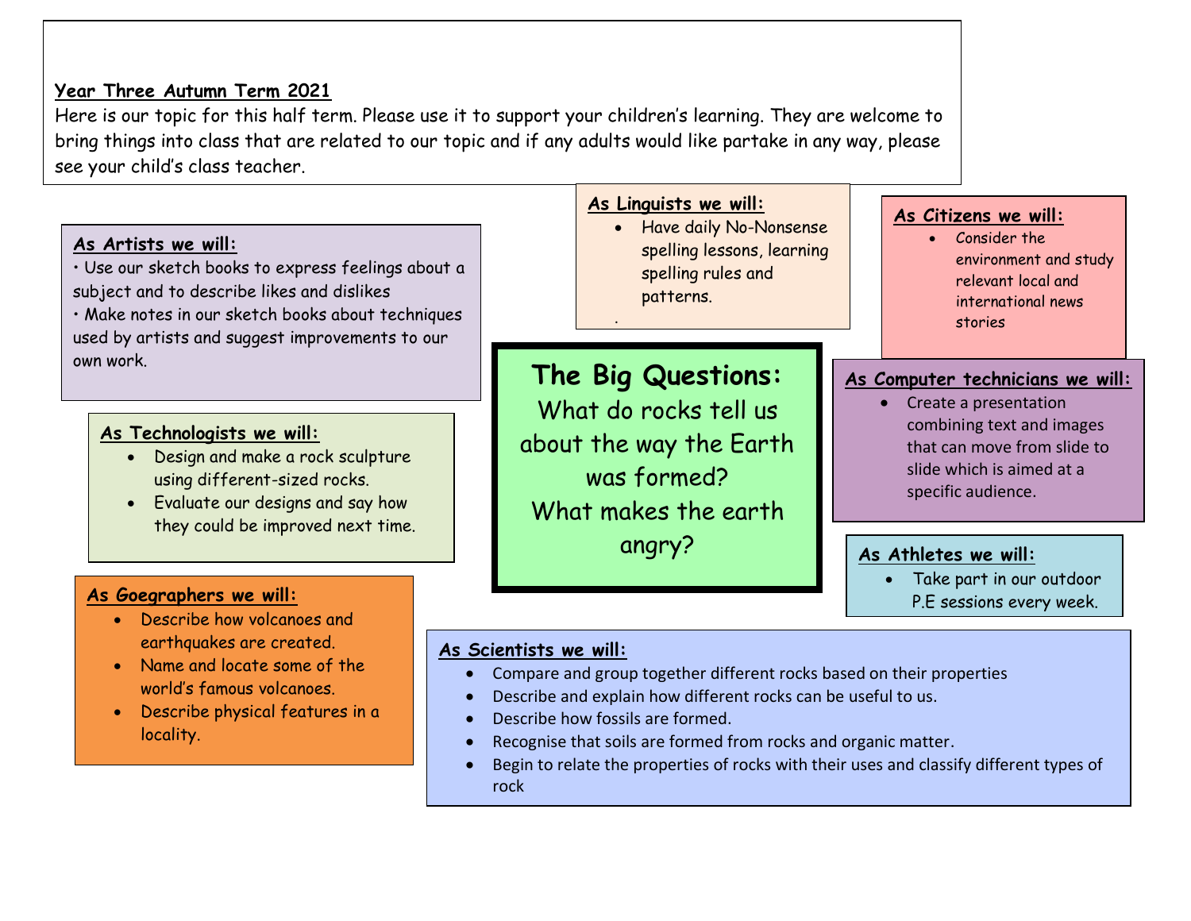## Year Three Autumn Term 2021

Here is our topic for this half term. Please use it to support your children's learning. They are welcome to bring things into class that are related to our topic and if any adults would like partake in any way, please see your child's class teacher.

### The Big Questions:

What do rocks tell us about the way the Earth was formed?
What makes the earth angry?

### As Artists we will:

• Use our sketch books to express feelings about a subject and to describe likes and dislikes
• Make notes in our sketch books about techniques used by artists and suggest improvements to our own work.

### As Linguists we will:

- Have daily No-Nonsense spelling lessons, learning spelling rules and patterns.

.

### As Citizens we will:

- Consider the environment and study relevant local and international news stories

### As Technologists we will:

- Design and make a rock sculpture using different-sized rocks.
- Evaluate our designs and say how they could be improved next time.

### As Computer technicians we will:

- Create a presentation combining text and images that can move from slide to slide which is aimed at a specific audience.

### As Goegraphers we will:

- Describe how volcanoes and earthquakes are created.
- Name and locate some of the world's famous volcanoes.
- Describe physical features in a locality.

### As Athletes we will:

- Take part in our outdoor P.E sessions every week.

### As Scientists we will:

- Compare and group together different rocks based on their properties
- Describe and explain how different rocks can be useful to us.
- Describe how fossils are formed.
- Recognise that soils are formed from rocks and organic matter.
- Begin to relate the properties of rocks with their uses and classify different types of rock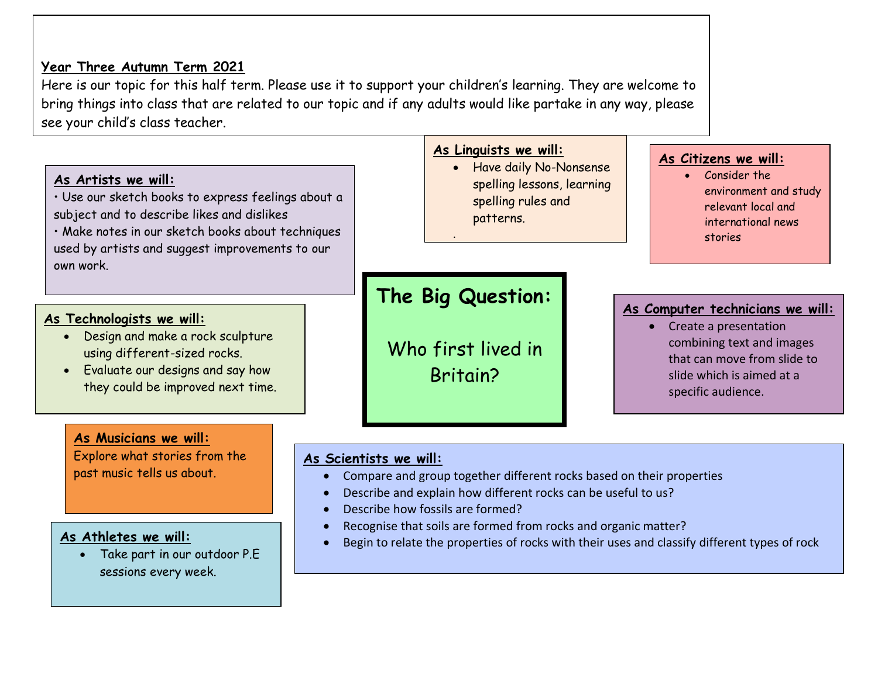**Year Three Autumn Term 2021**

Here is our topic for this half term. Please use it to support your children's learning. They are welcome to bring things into class that are related to our topic and if any adults would like partake in any way, please see your child's class teacher.

## The Big Question:

Who first lived in Britain?

**As Artists we will:**

• Use our sketch books to express feelings about a subject and to describe likes and dislikes
• Make notes in our sketch books about techniques used by artists and suggest improvements to our own work.

**As Linguists we will:**

- Have daily No-Nonsense spelling lessons, learning spelling rules and patterns.

**As Citizens we will:**

- Consider the environment and study relevant local and international news stories

**As Technologists we will:**

- Design and make a rock sculpture using different-sized rocks.
- Evaluate our designs and say how they could be improved next time.

**As Computer technicians we will:**

- Create a presentation combining text and images that can move from slide to slide which is aimed at a specific audience.

**As Musicians we will:**

Explore what stories from the past music tells us about.

**As Scientists we will:**

- Compare and group together different rocks based on their properties
- Describe and explain how different rocks can be useful to us?
- Describe how fossils are formed?
- Recognise that soils are formed from rocks and organic matter?
- Begin to relate the properties of rocks with their uses and classify different types of rock

**As Athletes we will:**

- Take part in our outdoor P.E sessions every week.